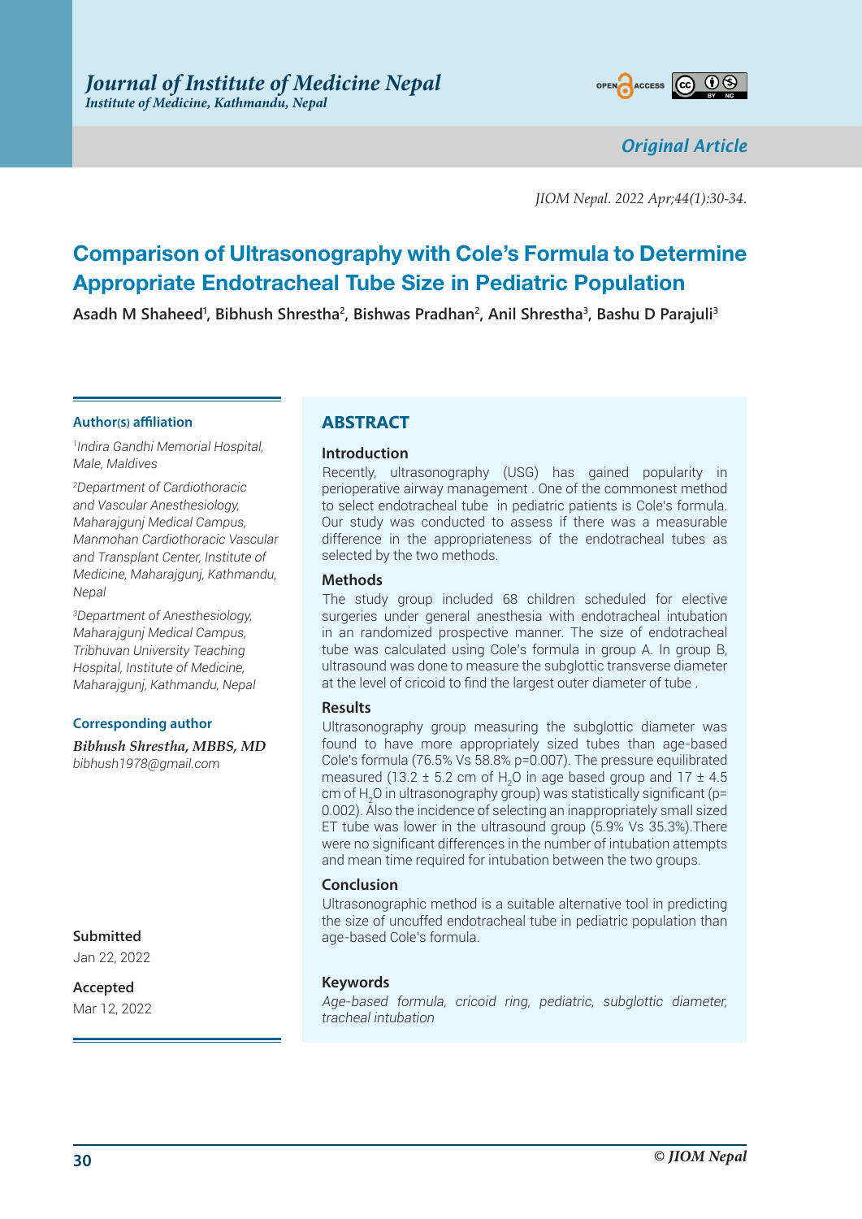Journal of Institute of Medicine Nepal
Institute of Medicine, Kathmandu, Nepal

Original Article

JIOM Nepal. 2022 Apr;44(1):30-34.

# Comparison of Ultrasonography with Cole's Formula to Determine Appropriate Endotracheal Tube Size in Pediatric Population

**Asadh M Shaheed[1], Bibhush Shrestha[2], Bishwas Pradhan[2], Anil Shrestha[3], Bashu D Parajuli[3]**

**Author(s) affiliation**

[1]*Indira Gandhi Memorial Hospital, Male, Maldives*

[2]*Department of Cardiothoracic and Vascular Anesthesiology, Maharajgunj Medical Campus, Manmohan Cardiothoracic Vascular and Transplant Center, Institute of Medicine, Maharajgunj, Kathmandu, Nepal*

[3]*Department of Anesthesiology, Maharajgunj Medical Campus, Tribhuvan University Teaching Hospital, Institute of Medicine, Maharajgunj, Kathmandu, Nepal*

**Corresponding author**

***Bibhush Shrestha, MBBS, MD***
*bibhush1978@gmail.com*

**Submitted**
Jan 22, 2022

**Accepted**
Mar 12, 2022

## ABSTRACT

### Introduction

Recently, ultrasonography (USG) has gained popularity in perioperative airway management . One of the commonest method to select endotracheal tube in pediatric patients is Cole's formula. Our study was conducted to assess if there was a measurable difference in the appropriateness of the endotracheal tubes as selected by the two methods.

### Methods

The study group included 68 children scheduled for elective surgeries under general anesthesia with endotracheal intubation in an randomized prospective manner. The size of endotracheal tube was calculated using Cole's formula in group A. In group B, ultrasound was done to measure the subglottic transverse diameter at the level of cricoid to find the largest outer diameter of tube .

### Results

Ultrasonography group measuring the subglottic diameter was found to have more appropriately sized tubes than age-based Cole's formula (76.5% Vs 58.8% p=0.007). The pressure equilibrated measured (13.2 ± 5.2 cm of $H_2O$ in age based group and 17 ± 4.5 cm of $H_2O$ in ultrasonography group) was statistically significant (p= 0.002). Also the incidence of selecting an inappropriately small sized ET tube was lower in the ultrasound group (5.9% Vs 35.3%).There were no significant differences in the number of intubation attempts and mean time required for intubation between the two groups.

### Conclusion

Ultrasonographic method is a suitable alternative tool in predicting the size of uncuffed endotracheal tube in pediatric population than age-based Cole's formula.

### Keywords

*Age-based formula, cricoid ring, pediatric, subglottic diameter, tracheal intubation*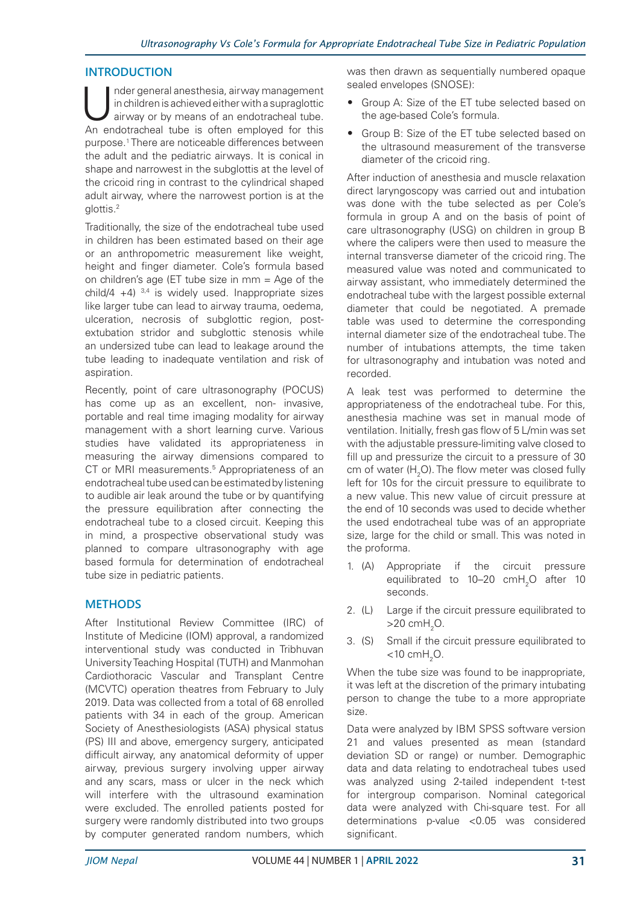## INTRODUCTION

Under general anesthesia, airway management in children is achieved either with a supraglottic airway or by means of an endotracheal tube. An endotracheal tube is often employed for this purpose.[1] There are noticeable differences between the adult and the pediatric airways. It is conical in shape and narrowest in the subglottis at the level of the cricoid ring in contrast to the cylindrical shaped adult airway, where the narrowest portion is at the glottis.[2]

Traditionally, the size of the endotracheal tube used in children has been estimated based on their age or an anthropometric measurement like weight, height and finger diameter. Cole's formula based on children's age (ET tube size in mm = Age of the child/4 +4) [3,4] is widely used. Inappropriate sizes like larger tube can lead to airway trauma, oedema, ulceration, necrosis of subglottic region, post-extubation stridor and subglottic stenosis while an undersized tube can lead to leakage around the tube leading to inadequate ventilation and risk of aspiration.

Recently, point of care ultrasonography (POCUS) has come up as an excellent, non- invasive, portable and real time imaging modality for airway management with a short learning curve. Various studies have validated its appropriateness in measuring the airway dimensions compared to CT or MRI measurements.[5] Appropriateness of an endotracheal tube used can be estimated by listening to audible air leak around the tube or by quantifying the pressure equilibration after connecting the endotracheal tube to a closed circuit. Keeping this in mind, a prospective observational study was planned to compare ultrasonography with age based formula for determination of endotracheal tube size in pediatric patients.

## METHODS

After Institutional Review Committee (IRC) of Institute of Medicine (IOM) approval, a randomized interventional study was conducted in Tribhuvan University Teaching Hospital (TUTH) and Manmohan Cardiothoracic Vascular and Transplant Centre (MCVTC) operation theatres from February to July 2019. Data was collected from a total of 68 enrolled patients with 34 in each of the group. American Society of Anesthesiologists (ASA) physical status (PS) III and above, emergency surgery, anticipated difficult airway, any anatomical deformity of upper airway, previous surgery involving upper airway and any scars, mass or ulcer in the neck which will interfere with the ultrasound examination were excluded. The enrolled patients posted for surgery were randomly distributed into two groups by computer generated random numbers, which was then drawn as sequentially numbered opaque sealed envelopes (SNOSE):

- Group A: Size of the ET tube selected based on the age-based Cole's formula.
- Group B: Size of the ET tube selected based on the ultrasound measurement of the transverse diameter of the cricoid ring.

After induction of anesthesia and muscle relaxation direct laryngoscopy was carried out and intubation was done with the tube selected as per Cole's formula in group A and on the basis of point of care ultrasonography (USG) on children in group B where the calipers were then used to measure the internal transverse diameter of the cricoid ring. The measured value was noted and communicated to airway assistant, who immediately determined the endotracheal tube with the largest possible external diameter that could be negotiated. A premade table was used to determine the corresponding internal diameter size of the endotracheal tube. The number of intubations attempts, the time taken for ultrasonography and intubation was noted and recorded.

A leak test was performed to determine the appropriateness of the endotracheal tube. For this, anesthesia machine was set in manual mode of ventilation. Initially, fresh gas flow of 5 L/min was set with the adjustable pressure-limiting valve closed to fill up and pressurize the circuit to a pressure of 30 cm of water ($H_2O$). The flow meter was closed fully left for 10s for the circuit pressure to equilibrate to a new value. This new value of circuit pressure at the end of 10 seconds was used to decide whether the used endotracheal tube was of an appropriate size, large for the child or small. This was noted in the proforma.

1. (A) Appropriate if the circuit pressure equilibrated to 10–20 $cmH_2O$ after 10 seconds.
2. (L) Large if the circuit pressure equilibrated to >20 $cmH_2O$.
3. (S) Small if the circuit pressure equilibrated to <10 $cmH_2O$.

When the tube size was found to be inappropriate, it was left at the discretion of the primary intubating person to change the tube to a more appropriate size.

Data were analyzed by IBM SPSS software version 21 and values presented as mean (standard deviation SD or range) or number. Demographic data and data relating to endotracheal tubes used was analyzed using 2-tailed independent t-test for intergroup comparison. Nominal categorical data were analyzed with Chi-square test. For all determinations p-value <0.05 was considered significant.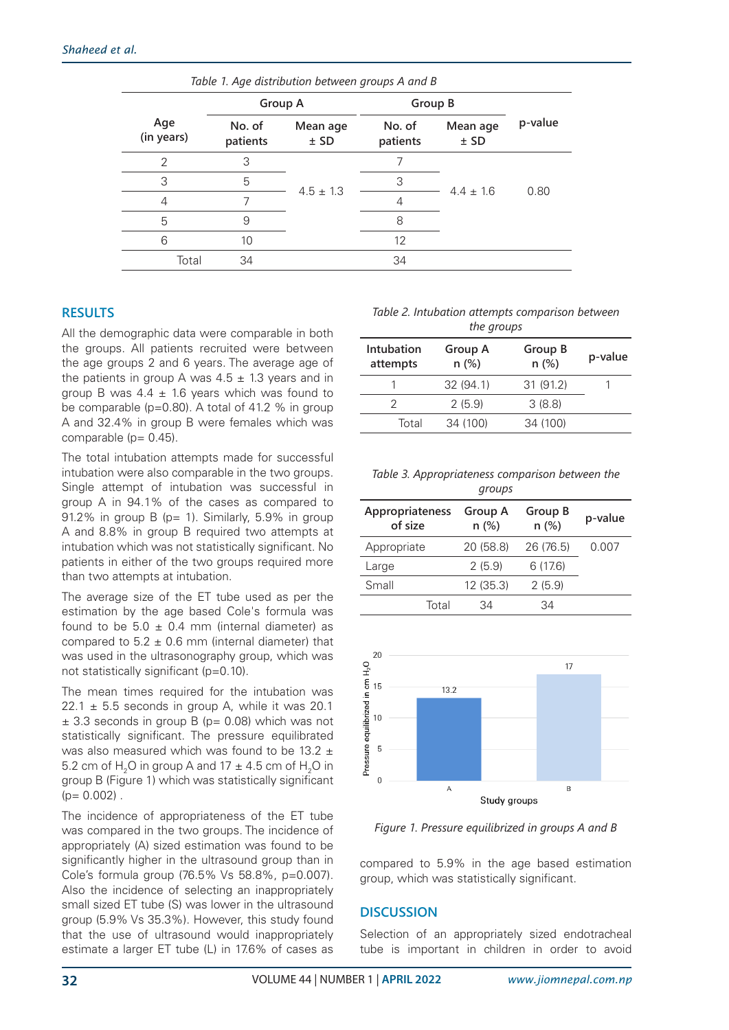Table 1. Age distribution between groups A and B

| Age (in years) | Group A | | Group B | | p-value |
|---|---|---|---|---|---|
| | No. of patients | Mean age ± SD | No. of patients | Mean age ± SD | |
| 2 | 3 | 4.5 ± 1.3 | 7 | 4.4 ± 1.6 | 0.80 |
| 3 | 5 | | 3 | | |
| 4 | 7 | | 4 | | |
| 5 | 9 | | 8 | | |
| 6 | 10 | | 12 | | |
| Total | 34 | | 34 | | |

## RESULTS

All the demographic data were comparable in both the groups. All patients recruited were between the age groups 2 and 6 years. The average age of the patients in group A was 4.5 ± 1.3 years and in group B was 4.4 ± 1.6 years which was found to be comparable (p=0.80). A total of 41.2 % in group A and 32.4% in group B were females which was comparable (p= 0.45).

The total intubation attempts made for successful intubation were also comparable in the two groups. Single attempt of intubation was successful in group A in 94.1% of the cases as compared to 91.2% in group B (p= 1). Similarly, 5.9% in group A and 8.8% in group B required two attempts at intubation which was not statistically significant. No patients in either of the two groups required more than two attempts at intubation.

The average size of the ET tube used as per the estimation by the age based Cole's formula was found to be 5.0 ± 0.4 mm (internal diameter) as compared to 5.2 ± 0.6 mm (internal diameter) that was used in the ultrasonography group, which was not statistically significant (p=0.10).

The mean times required for the intubation was 22.1 ± 5.5 seconds in group A, while it was 20.1 ± 3.3 seconds in group B (p= 0.08) which was not statistically significant. The pressure equilibrated was also measured which was found to be 13.2 ± 5.2 cm of $H_2O$ in group A and 17 ± 4.5 cm of $H_2O$ in group B (Figure 1) which was statistically significant (p= 0.002) .

The incidence of appropriateness of the ET tube was compared in the two groups. The incidence of appropriately (A) sized estimation was found to be significantly higher in the ultrasound group than in Cole's formula group (76.5% Vs 58.8%, p=0.007). Also the incidence of selecting an inappropriately small sized ET tube (S) was lower in the ultrasound group (5.9% Vs 35.3%). However, this study found that the use of ultrasound would inappropriately estimate a larger ET tube (L) in 17.6% of cases as compared to 5.9% in the age based estimation group, which was statistically significant.

Table 2. Intubation attempts comparison between the groups

| Intubation attempts | Group A n (%) | Group B n (%) | p-value |
|---|---|---|---|
| 1 | 32 (94.1) | 31 (91.2) | 1 |
| 2 | 2 (5.9) | 3 (8.8) | |
| Total | 34 (100) | 34 (100) | |

Table 3. Appropriateness comparison between the groups

| Appropriateness of size | Group A n (%) | Group B n (%) | p-value |
|---|---|---|---|
| Appropriate | 20 (58.8) | 26 (76.5) | 0.007 |
| Large | 2 (5.9) | 6 (17.6) | |
| Small | 12 (35.3) | 2 (5.9) | |
| Total | 34 | 34 | |

Figure 1. Pressure equilibrized in groups A and B

## DISCUSSION

Selection of an appropriately sized endotracheal tube is important in children in order to avoid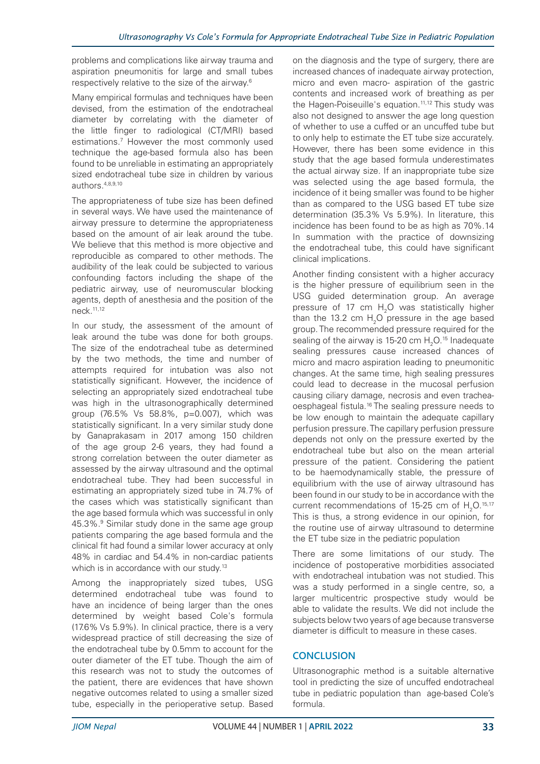problems and complications like airway trauma and aspiration pneumonitis for large and small tubes respectively relative to the size of the airway.[6]

Many empirical formulas and techniques have been devised, from the estimation of the endotracheal diameter by correlating with the diameter of the little finger to radiological (CT/MRI) based estimations.[7] However the most commonly used technique the age-based formula also has been found to be unreliable in estimating an appropriately sized endotracheal tube size in children by various authors.[4,8,9,10]

The appropriateness of tube size has been defined in several ways. We have used the maintenance of airway pressure to determine the appropriateness based on the amount of air leak around the tube. We believe that this method is more objective and reproducible as compared to other methods. The audibility of the leak could be subjected to various confounding factors including the shape of the pediatric airway, use of neuromuscular blocking agents, depth of anesthesia and the position of the neck.[11,12]

In our study, the assessment of the amount of leak around the tube was done for both groups. The size of the endotracheal tube as determined by the two methods, the time and number of attempts required for intubation was also not statistically significant. However, the incidence of selecting an appropriately sized endotracheal tube was high in the ultrasonographically determined group (76.5% Vs 58.8%, p=0.007), which was statistically significant. In a very similar study done by Ganaprakasam in 2017 among 150 children of the age group 2-6 years, they had found a strong correlation between the outer diameter as assessed by the airway ultrasound and the optimal endotracheal tube. They had been successful in estimating an appropriately sized tube in 74.7% of the cases which was statistically significant than the age based formula which was successful in only 45.3%.[9] Similar study done in the same age group patients comparing the age based formula and the clinical fit had found a similar lower accuracy at only 48% in cardiac and 54.4% in non-cardiac patients which is in accordance with our study.[13]

Among the inappropriately sized tubes, USG determined endotracheal tube was found to have an incidence of being larger than the ones determined by weight based Cole's formula (17.6% Vs 5.9%). In clinical practice, there is a very widespread practice of still decreasing the size of the endotracheal tube by 0.5mm to account for the outer diameter of the ET tube. Though the aim of this research was not to study the outcomes of the patient, there are evidences that have shown negative outcomes related to using a smaller sized tube, especially in the perioperative setup. Based on the diagnosis and the type of surgery, there are increased chances of inadequate airway protection, micro and even macro- aspiration of the gastric contents and increased work of breathing as per the Hagen-Poiseuille's equation.[11,12] This study was also not designed to answer the age long question of whether to use a cuffed or an uncuffed tube but to only help to estimate the ET tube size accurately. However, there has been some evidence in this study that the age based formula underestimates the actual airway size. If an inappropriate tube size was selected using the age based formula, the incidence of it being smaller was found to be higher than as compared to the USG based ET tube size determination (35.3% Vs 5.9%). In literature, this incidence has been found to be as high as 70%.14 In summation with the practice of downsizing the endotracheal tube, this could have significant clinical implications.

Another finding consistent with a higher accuracy is the higher pressure of equilibrium seen in the USG guided determination group. An average pressure of 17 cm $H_2O$ was statistically higher than the 13.2 cm $H_2O$ pressure in the age based group. The recommended pressure required for the sealing of the airway is 15-20 cm $H_2O$.[15] Inadequate sealing pressures cause increased chances of micro and macro aspiration leading to pneumonitic changes. At the same time, high sealing pressures could lead to decrease in the mucosal perfusion causing ciliary damage, necrosis and even trachea-oesphageal fistula.[16] The sealing pressure needs to be low enough to maintain the adequate capillary perfusion pressure. The capillary perfusion pressure depends not only on the pressure exerted by the endotracheal tube but also on the mean arterial pressure of the patient. Considering the patient to be haemodynamically stable, the pressure of equilibrium with the use of airway ultrasound has been found in our study to be in accordance with the current recommendations of 15-25 cm of $H_2O$.[15,17] This is thus, a strong evidence in our opinion, for the routine use of airway ultrasound to determine the ET tube size in the pediatric population

There are some limitations of our study. The incidence of postoperative morbidities associated with endotracheal intubation was not studied. This was a study performed in a single centre, so, a larger multicentric prospective study would be able to validate the results. We did not include the subjects below two years of age because transverse diameter is difficult to measure in these cases.

## CONCLUSION

Ultrasonographic method is a suitable alternative tool in predicting the size of uncuffed endotracheal tube in pediatric population than age-based Cole's formula.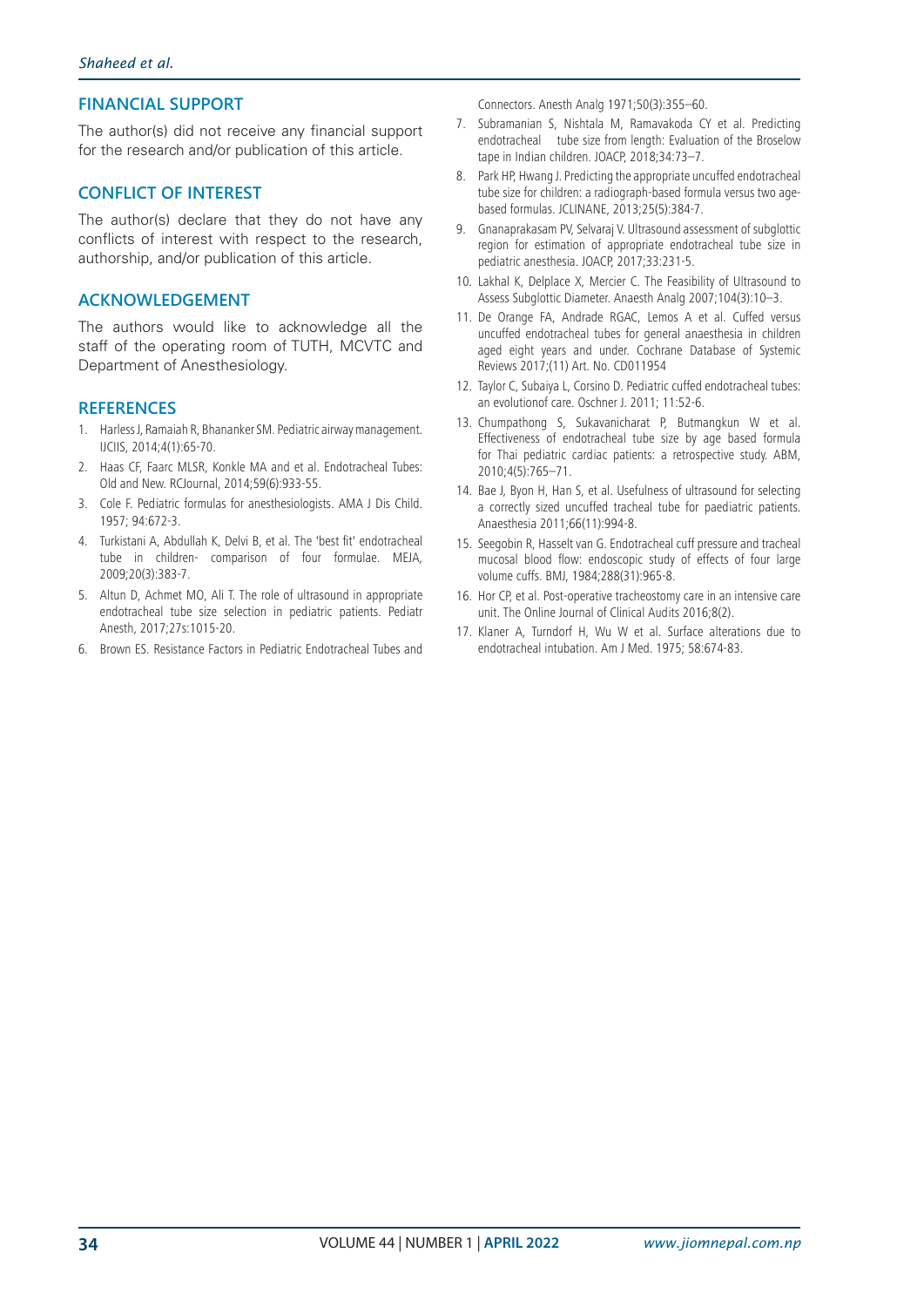## FINANCIAL SUPPORT

The author(s) did not receive any financial support for the research and/or publication of this article.

## CONFLICT OF INTEREST

The author(s) declare that they do not have any conflicts of interest with respect to the research, authorship, and/or publication of this article.

## ACKNOWLEDGEMENT

The authors would like to acknowledge all the staff of the operating room of TUTH, MCVTC and Department of Anesthesiology.

## REFERENCES

1. Harless J, Ramaiah R, Bhananker SM. Pediatric airway management. IJCIIS, 2014;4(1):65-70.
2. Haas CF, Faarc MLSR, Konkle MA and et al. Endotracheal Tubes: Old and New. RCJournal, 2014;59(6):933-55.
3. Cole F. Pediatric formulas for anesthesiologists. AMA J Dis Child. 1957; 94:672-3.
4. Turkistani A, Abdullah K, Delvi B, et al. The 'best fit' endotracheal tube in children- comparison of four formulae. MEJA, 2009;20(3):383-7.
5. Altun D, Achmet MO, Ali T. The role of ultrasound in appropriate endotracheal tube size selection in pediatric patients. Pediatr Anesth, 2017;27s:1015-20.
6. Brown ES. Resistance Factors in Pediatric Endotracheal Tubes and Connectors. Anesth Analg 1971;50(3):355–60.
7. Subramanian S, Nishtala M, Ramavakoda CY et al. Predicting endotracheal tube size from length: Evaluation of the Broselow tape in Indian children. JOACP, 2018;34:73–7.
8. Park HP, Hwang J. Predicting the appropriate uncuffed endotracheal tube size for children: a radiograph-based formula versus two age-based formulas. JCLINANE, 2013;25(5):384-7.
9. Gnanaprakasam PV, Selvaraj V. Ultrasound assessment of subglottic region for estimation of appropriate endotracheal tube size in pediatric anesthesia. JOACP, 2017;33:231-5.
10. Lakhal K, Delplace X, Mercier C. The Feasibility of Ultrasound to Assess Subglottic Diameter. Anaesth Analg 2007;104(3):10–3.
11. De Orange FA, Andrade RGAC, Lemos A et al. Cuffed versus uncuffed endotracheal tubes for general anaesthesia in children aged eight years and under. Cochrane Database of Systemic Reviews 2017;(11) Art. No. CD011954
12. Taylor C, Subaiya L, Corsino D. Pediatric cuffed endotracheal tubes: an evolutionof care. Oschner J. 2011; 11:52-6.
13. Chumpathong S, Sukavanicharat P, Butmangkun W et al. Effectiveness of endotracheal tube size by age based formula for Thai pediatric cardiac patients: a retrospective study. ABM, 2010;4(5):765–71.
14. Bae J, Byon H, Han S, et al. Usefulness of ultrasound for selecting a correctly sized uncuffed tracheal tube for paediatric patients. Anaesthesia 2011;66(11):994-8.
15. Seegobin R, Hasselt van G. Endotracheal cuff pressure and tracheal mucosal blood flow: endoscopic study of effects of four large volume cuffs. BMJ, 1984;288(31):965-8.
16. Hor CP, et al. Post-operative tracheostomy care in an intensive care unit. The Online Journal of Clinical Audits 2016;8(2).
17. Klaner A, Turndorf H, Wu W et al. Surface alterations due to endotracheal intubation. Am J Med. 1975; 58:674-83.